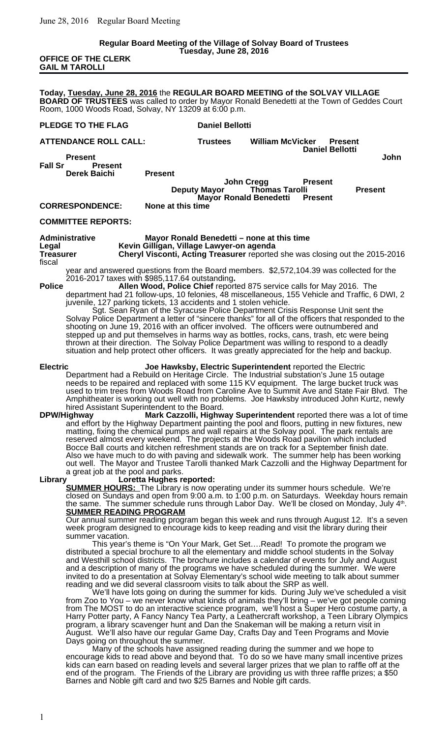**Regular Board Meeting of the Village of Solvay Board of Trustees**
**Tuesday, June 28, 2016**

**OFFICE OF THE CLERK**
**GAIL M TAROLLI**

---

**Today, Tuesday, June 28, 2016** the **REGULAR BOARD MEETING of the SOLVAY VILLAGE BOARD OF TRUSTEES** was called to order by Mayor Ronald Benedetti at the Town of Geddes Court Room, 1000 Woods Road, Solvay, NY 13209 at 6:00 p.m.

**PLEDGE TO THE FLAG** **Daniel Bellotti**

**ATTENDANCE ROLL CALL:** **Trustees** **William McVicker Present**
**Daniel Bellotti Present**
**John Fall Sr Present**
**Derek Baichi Present**
**John Cregg Present**
**Deputy Mayor Thomas Tarolli Present**
**Mayor Ronald Benedetti Present**

**CORRESPONDENCE:** None at this time

**COMMITTEE REPORTS:**

**Administrative** **Mayor Ronald Benedetti – none at this time**

**Legal** **Kevin Gilligan, Village Lawyer-on agenda**

**Treasurer** **Cheryl Visconti, Acting Treasurer** reported she was closing out the 2015-2016 fiscal year and answered questions from the Board members. $2,572,104.39 was collected for the 2016-2017 taxes with $985,117.64 outstanding**.**

**Police** **Allen Wood, Police Chief** reported 875 service calls for May 2016. The department had 21 follow-ups, 10 felonies, 48 miscellaneous, 155 Vehicle and Traffic, 6 DWI, 2 juvenile, 127 parking tickets, 13 accidents and 1 stolen vehicle.

Sgt. Sean Ryan of the Syracuse Police Department Crisis Response Unit sent the Solvay Police Department a letter of "sincere thanks" for all of the officers that responded to the shooting on June 19, 2016 with an officer involved. The officers were outnumbered and stepped up and put themselves in harms way as bottles, rocks, cans, trash, etc were being thrown at their direction. The Solvay Police Department was willing to respond to a deadly situation and help protect other officers. It was greatly appreciated for the help and backup.

**Electric** **Joe Hawksby, Electric Superintendent** reported the Electric Department had a Rebuild on Heritage Circle. The Industrial substation's June 15 outage needs to be repaired and replaced with some 115 KV equipment. The large bucket truck was used to trim trees from Woods Road from Caroline Ave to Summit Ave and State Fair Blvd. The Amphitheater is working out well with no problems. Joe Hawksby introduced John Kurtz, newly hired Assistant Superintendent to the Board.

**DPW/Highway** **Mark Cazzolli, Highway Superintendent** reported there was a lot of time and effort by the Highway Department painting the pool and floors, putting in new fixtures, new matting, fixing the chemical pumps and wall repairs at the Solvay pool. The park rentals are reserved almost every weekend. The projects at the Woods Road pavilion which included Bocce Ball courts and kitchen refreshment stands are on track for a September finish date. Also we have much to do with paving and sidewalk work. The summer help has been working out well. The Mayor and Trustee Tarolli thanked Mark Cazzolli and the Highway Department for a great job at the pool and parks.

**Library** **Loretta Hughes reported:**

**SUMMER HOURS:** The Library is now operating under its summer hours schedule. We're closed on Sundays and open from 9:00 a.m. to 1:00 p.m. on Saturdays. Weekday hours remain the same. The summer schedule runs through Labor Day. We'll be closed on Monday, July 4th.

**SUMMER READING PROGRAM**

Our annual summer reading program began this week and runs through August 12. It's a seven week program designed to encourage kids to keep reading and visit the library during their summer vacation.

This year's theme is "On Your Mark, Get Set….Read! To promote the program we distributed a special brochure to all the elementary and middle school students in the Solvay and Westhill school districts. The brochure includes a calendar of events for July and August and a description of many of the programs we have scheduled during the summer. We were invited to do a presentation at Solvay Elementary's school wide meeting to talk about summer reading and we did several classroom visits to talk about the SRP as well.

We'll have lots going on during the summer for kids. During July we've scheduled a visit from Zoo to You – we never know what kinds of animals they'll bring – we've got people coming from The MOST to do an interactive science program, we'll host a Super Hero costume party, a Harry Potter party, A Fancy Nancy Tea Party, a Leathercraft workshop, a Teen Library Olympics program, a library scavenger hunt and Dan the Snakeman will be making a return visit in August. We'll also have our regular Game Day, Crafts Day and Teen Programs and Movie Days going on throughout the summer.

Many of the schools have assigned reading during the summer and we hope to encourage kids to read above and beyond that. To do so we have many small incentive prizes kids can earn based on reading levels and several larger prizes that we plan to raffle off at the end of the program. The Friends of the Library are providing us with three raffle prizes; a $50 Barnes and Noble gift card and two $25 Barnes and Noble gift cards.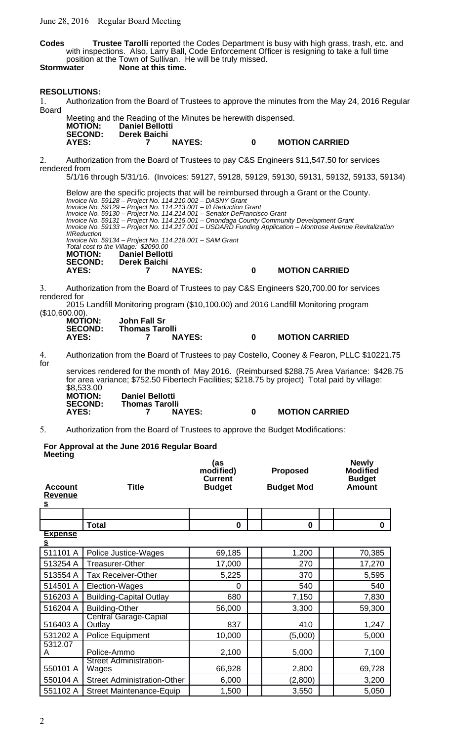**Codes** **Trustee Tarolli** reported the Codes Department is busy with high grass, trash, etc. and with inspections. Also, Larry Ball, Code Enforcement Officer is resigning to take a full time position at the Town of Sullivan. He will be truly missed.

**Stormwater** **None at this time.**

**RESOLUTIONS:**

1. Authorization from the Board of Trustees to approve the minutes from the May 24, 2016 Regular Board Meeting and the Reading of the Minutes be herewith dispensed.

**MOTION:** **Daniel Bellotti**
**SECOND:** **Derek Baichi**
**AYES:** **7** **NAYES:** **0** **MOTION CARRIED**

2. Authorization from the Board of Trustees to pay C&S Engineers $11,547.50 for services rendered from 5/1/16 through 5/31/16. (Invoices: 59127, 59128, 59129, 59130, 59131, 59132, 59133, 59134)

Below are the specific projects that will be reimbursed through a Grant or the County.
*Invoice No. 59128 – Project No. 114.210.002 – DASNY Grant*
*Invoice No. 59129 – Project No. 114.213.001 – I/I Reduction Grant*
*Invoice No. 59130 – Project No. 114.214.001 – Senator DeFrancisco Grant*
*Invoice No. 59131 – Project No. 114.215.001 – Onondaga County Community Development Grant*
*Invoice No. 59133 – Project No. 114.217.001 – USDARD Funding Application – Montrose Avenue Revitalization I/IReduction*
*Invoice No. 59134 – Project No. 114.218.001 – SAM Grant*
*Total cost to the Village: $2090.00*

**MOTION:** **Daniel Bellotti**
**SECOND:** **Derek Baichi**
**AYES:** **7** **NAYES:** **0** **MOTION CARRIED**

3. Authorization from the Board of Trustees to pay C&S Engineers $20,700.00 for services rendered for 2015 Landfill Monitoring program ($10,100.00) and 2016 Landfill Monitoring program ($10,600.00).

**MOTION:** **John Fall Sr**
**SECOND:** **Thomas Tarolli**
**AYES:** **7** **NAYES:** **0** **MOTION CARRIED**

4. Authorization from the Board of Trustees to pay Costello, Cooney & Fearon, PLLC $10221.75 for services rendered for the month of May 2016. (Reimbursed $288.75 Area Variance: $428.75 for area variance; $752.50 Fibertech Facilities; $218.75 by project) Total paid by village: $8,533.00

**MOTION:** **Daniel Bellotti**
**SECOND:** **Thomas Tarolli**
**AYES:** **7** **NAYES:** **0** **MOTION CARRIED**

5. Authorization from the Board of Trustees to approve the Budget Modifications:

**For Approval at the June 2016 Regular Board Meeting**

| Account | Title | (as modified) Current Budget | Proposed Budget Mod | Newly Modified Budget Amount |
|---|---|---|---|---|
| **Revenues** | | | | |
| | | | | |
| | **Total** | **0** | **0** | **0** |
| **Expenses** | | | | |
| 511101 A | Police Justice-Wages | 69,185 | 1,200 | 70,385 |
| 513254 A | Treasurer-Other | 17,000 | 270 | 17,270 |
| 513554 A | Tax Receiver-Other | 5,225 | 370 | 5,595 |
| 514501 A | Election-Wages | 0 | 540 | 540 |
| 516203 A | Building-Capital Outlay | 680 | 7,150 | 7,830 |
| 516204 A | Building-Other | 56,000 | 3,300 | 59,300 |
| 516403 A | Central Garage-Capial Outlay | 837 | 410 | 1,247 |
| 531202 A | Police Equipment | 10,000 | (5,000) | 5,000 |
| 5312.07 A | Police-Ammo | 2,100 | 5,000 | 7,100 |
| 550101 A | Street Administration-Wages | 66,928 | 2,800 | 69,728 |
| 550104 A | Street Administration-Other | 6,000 | (2,800) | 3,200 |
| 551102 A | Street Maintenance-Equip | 1,500 | 3,550 | 5,050 |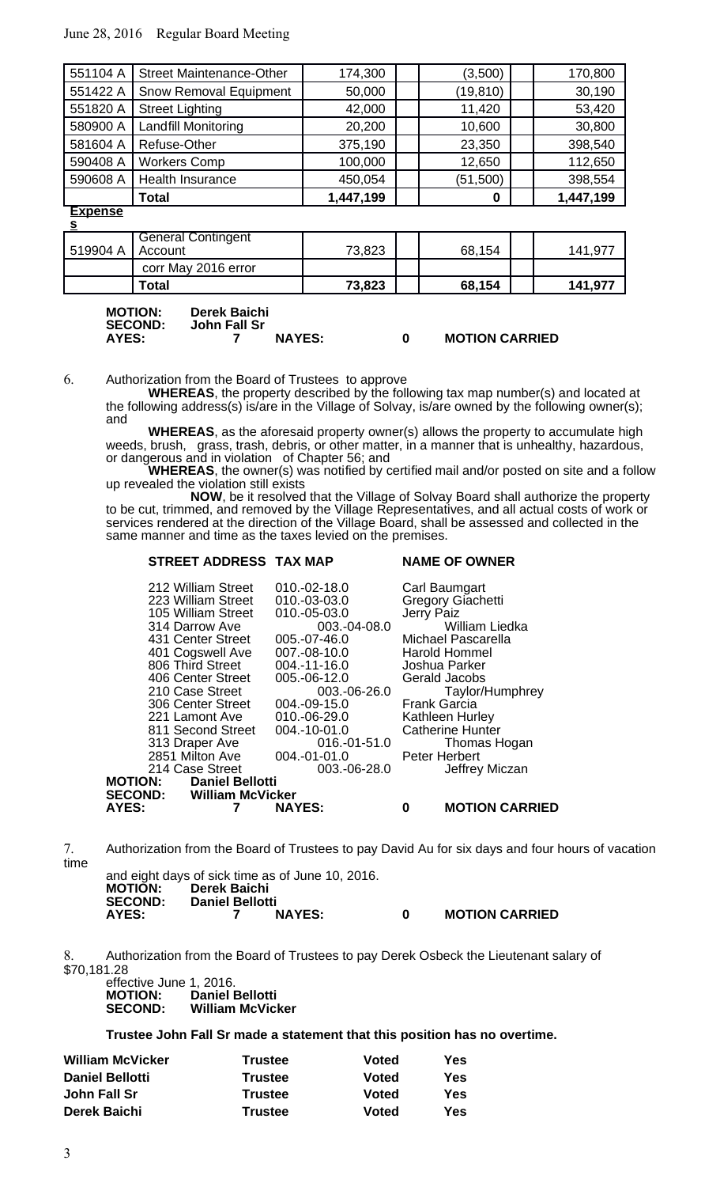| | | | | |
|---|---|---|---|---|
| 551104 A | Street Maintenance-Other | 174,300 | (3,500) | 170,800 |
| 551422 A | Snow Removal Equipment | 50,000 | (19,810) | 30,190 |
| 551820 A | Street Lighting | 42,000 | 11,420 | 53,420 |
| 580900 A | Landfill Monitoring | 20,200 | 10,600 | 30,800 |
| 581604 A | Refuse-Other | 375,190 | 23,350 | 398,540 |
| 590408 A | Workers Comp | 100,000 | 12,650 | 112,650 |
| 590608 A | Health Insurance | 450,054 | (51,500) | 398,554 |
| | **Total** | **1,447,199** | **0** | **1,447,199** |

**Expenses**

| | | | | |
|---|---|---|---|---|
| 519904 A | General Contingent Account | 73,823 | 68,154 | 141,977 |
| | corr May 2016 error | | | |
| | **Total** | **73,823** | **68,154** | **141,977** |

**MOTION:** Derek Baichi
**SECOND:** John Fall Sr
**AYES:** 7 **NAYES:** 0 **MOTION CARRIED**

6. Authorization from the Board of Trustees to approve

**WHEREAS**, the property described by the following tax map number(s) and located at the following address(s) is/are in the Village of Solvay, is/are owned by the following owner(s); and

**WHEREAS**, as the aforesaid property owner(s) allows the property to accumulate high weeds, brush, grass, trash, debris, or other matter, in a manner that is unhealthy, hazardous, or dangerous and in violation of Chapter 56; and

**WHEREAS**, the owner(s) was notified by certified mail and/or posted on site and a follow up revealed the violation still exists

**NOW**, be it resolved that the Village of Solvay Board shall authorize the property to be cut, trimmed, and removed by the Village Representatives, and all actual costs of work or services rendered at the direction of the Village Board, shall be assessed and collected in the same manner and time as the taxes levied on the premises.

| STREET ADDRESS | TAX MAP | NAME OF OWNER |
|---|---|---|
| 212 William Street | 010.-02-18.0 | Carl Baumgart |
| 223 William Street | 010.-03-03.0 | Gregory Giachetti |
| 105 William Street | 010.-05-03.0 | Jerry Paiz |
| 314 Darrow Ave | 003.-04-08.0 | William Liedka |
| 431 Center Street | 005.-07-46.0 | Michael Pascarella |
| 401 Cogswell Ave | 007.-08-10.0 | Harold Hommel |
| 806 Third Street | 004.-11-16.0 | Joshua Parker |
| 406 Center Street | 005.-06-12.0 | Gerald Jacobs |
| 210 Case Street | 003.-06-26.0 | Taylor/Humphrey |
| 306 Center Street | 004.-09-15.0 | Frank Garcia |
| 221 Lamont Ave | 010.-06-29.0 | Kathleen Hurley |
| 811 Second Street | 004.-10-01.0 | Catherine Hunter |
| 313 Draper Ave | 016.-01-51.0 | Thomas Hogan |
| 2851 Milton Ave | 004.-01-01.0 | Peter Herbert |
| 214 Case Street | 003.-06-28.0 | Jeffrey Miczan |

**MOTION:** Daniel Bellotti
**SECOND:** William McVicker
**AYES:** 7 **NAYES:** 0 **MOTION CARRIED**

7. Authorization from the Board of Trustees to pay David Au for six days and four hours of vacation time and eight days of sick time as of June 10, 2016.

**MOTION:** Derek Baichi
**SECOND:** Daniel Bellotti
**AYES:** 7 **NAYES:** 0 **MOTION CARRIED**

8. Authorization from the Board of Trustees to pay Derek Osbeck the Lieutenant salary of $70,181.28 effective June 1, 2016.

**MOTION:** Daniel Bellotti
**SECOND:** William McVicker

**Trustee John Fall Sr made a statement that this position has no overtime.**

| | | | |
|---|---|---|---|
| **William McVicker** | **Trustee** | **Voted** | **Yes** |
| **Daniel Bellotti** | **Trustee** | **Voted** | **Yes** |
| **John Fall Sr** | **Trustee** | **Voted** | **Yes** |
| **Derek Baichi** | **Trustee** | **Voted** | **Yes** |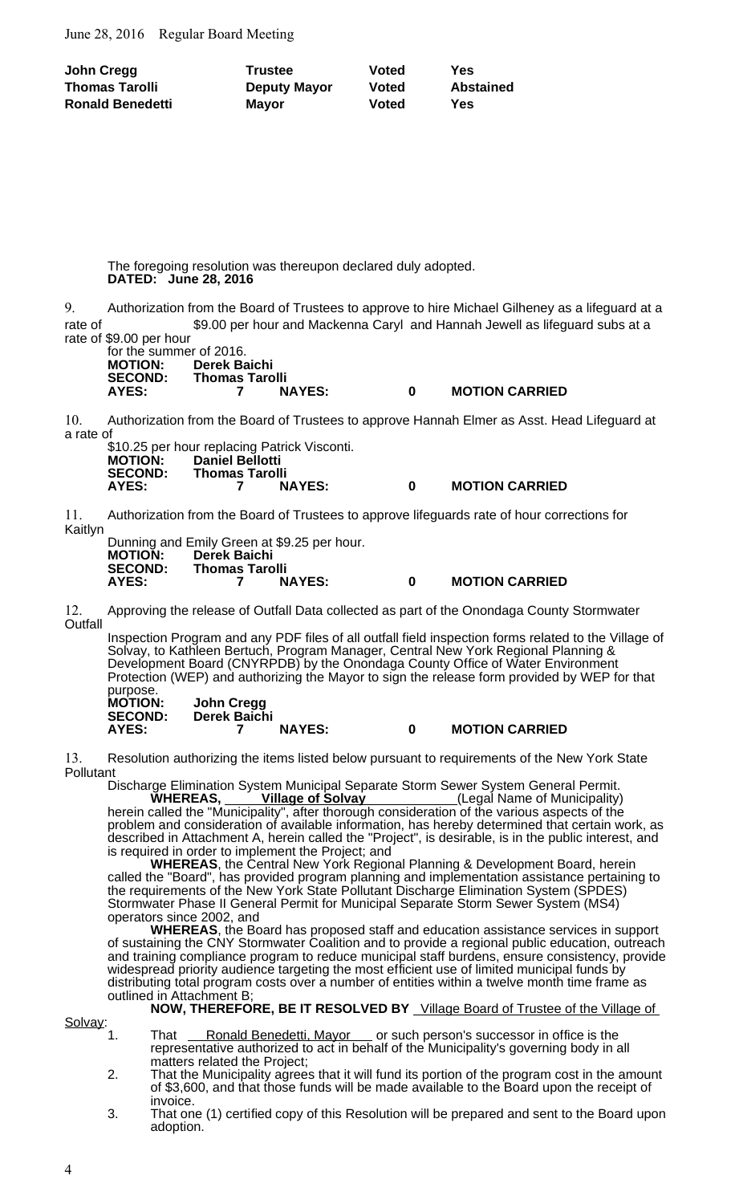| | | | |
|---|---|---|---|
| **John Cregg** | **Trustee** | **Voted** | **Yes** |
| **Thomas Tarolli** | **Deputy Mayor** | **Voted** | **Abstained** |
| **Ronald Benedetti** | **Mayor** | **Voted** | **Yes** |

The foregoing resolution was thereupon declared duly adopted.
**DATED: June 28, 2016**

9. Authorization from the Board of Trustees to approve to hire Michael Gilheney as a lifeguard at a rate of $9.00 per hour and Mackenna Caryl and Hannah Jewell as lifeguard subs at a rate of $9.00 per hour for the summer of 2016.

**MOTION:** **Derek Baichi**
**SECOND:** **Thomas Tarolli**
**AYES:** **7** **NAYES:** **0** **MOTION CARRIED**

10. Authorization from the Board of Trustees to approve Hannah Elmer as Asst. Head Lifeguard at a rate of $10.25 per hour replacing Patrick Visconti.

**MOTION:** **Daniel Bellotti**
**SECOND:** **Thomas Tarolli**
**AYES:** **7** **NAYES:** **0** **MOTION CARRIED**

11. Authorization from the Board of Trustees to approve lifeguards rate of hour corrections for Kaitlyn Dunning and Emily Green at $9.25 per hour.

**MOTION:** **Derek Baichi**
**SECOND:** **Thomas Tarolli**
**AYES:** **7** **NAYES:** **0** **MOTION CARRIED**

12. Approving the release of Outfall Data collected as part of the Onondaga County Stormwater Outfall Inspection Program and any PDF files of all outfall field inspection forms related to the Village of Solvay, to Kathleen Bertuch, Program Manager, Central New York Regional Planning & Development Board (CNYRPDB) by the Onondaga County Office of Water Environment Protection (WEP) and authorizing the Mayor to sign the release form provided by WEP for that purpose.

**MOTION:** **John Cregg**
**SECOND:** **Derek Baichi**
**AYES:** **7** **NAYES:** **0** **MOTION CARRIED**

13. Resolution authorizing the items listed below pursuant to requirements of the New York State Pollutant Discharge Elimination System Municipal Separate Storm Sewer System General Permit.

**WHEREAS,** **Village of Solvay** (Legal Name of Municipality) herein called the "Municipality", after thorough consideration of the various aspects of the problem and consideration of available information, has hereby determined that certain work, as described in Attachment A, herein called the "Project", is desirable, is in the public interest, and is required in order to implement the Project; and

**WHEREAS**, the Central New York Regional Planning & Development Board, herein called the "Board", has provided program planning and implementation assistance pertaining to the requirements of the New York State Pollutant Discharge Elimination System (SPDES) Stormwater Phase II General Permit for Municipal Separate Storm Sewer System (MS4) operators since 2002, and

**WHEREAS**, the Board has proposed staff and education assistance services in support of sustaining the CNY Stormwater Coalition and to provide a regional public education, outreach and training compliance program to reduce municipal staff burdens, ensure consistency, provide widespread priority audience targeting the most efficient use of limited municipal funds by distributing total program costs over a number of entities within a twelve month time frame as outlined in Attachment B;

**NOW, THEREFORE, BE IT RESOLVED BY** Village Board of Trustee of the Village of Solvay:

1. That Ronald Benedetti, Mayor or such person's successor in office is the representative authorized to act in behalf of the Municipality's governing body in all matters related the Project;
2. That the Municipality agrees that it will fund its portion of the program cost in the amount of $3,600, and that those funds will be made available to the Board upon the receipt of invoice.
3. That one (1) certified copy of this Resolution will be prepared and sent to the Board upon adoption.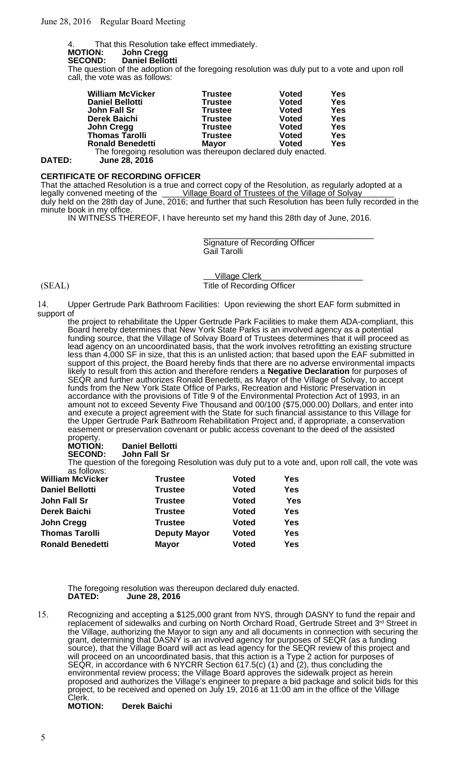4. That this Resolution take effect immediately.

**MOTION: John Cregg**
**SECOND: Daniel Bellotti**

The question of the adoption of the foregoing resolution was duly put to a vote and upon roll call, the vote was as follows:

| | | | |
|---|---|---|---|
| **William McVicker** | **Trustee** | **Voted** | **Yes** |
| **Daniel Bellotti** | **Trustee** | **Voted** | **Yes** |
| **John Fall Sr** | **Trustee** | **Voted** | **Yes** |
| **Derek Baichi** | **Trustee** | **Voted** | **Yes** |
| **John Cregg** | **Trustee** | **Voted** | **Yes** |
| **Thomas Tarolli** | **Trustee** | **Voted** | **Yes** |
| **Ronald Benedetti** | **Mayor** | **Voted** | **Yes** |

The foregoing resolution was thereupon declared duly enacted.

**DATED: June 28, 2016**

**CERTIFICATE OF RECORDING OFFICER**

That the attached Resolution is a true and correct copy of the Resolution, as regularly adopted at a legally convened meeting of the Village Board of Trustees of the Village of Solvay duly held on the 28th day of June, 2016; and further that such Resolution has been fully recorded in the minute book in my office.

IN WITNESS THEREOF, I have hereunto set my hand this 28th day of June, 2016.

______________________________
Signature of Recording Officer
Gail Tarolli

Village Clerk
Title of Recording Officer

(SEAL)

14. Upper Gertrude Park Bathroom Facilities: Upon reviewing the short EAF form submitted in support of the project to rehabilitate the Upper Gertrude Park Facilities to make them ADA-compliant, this Board hereby determines that New York State Parks is an involved agency as a potential funding source, that the Village of Solvay Board of Trustees determines that it will proceed as lead agency on an uncoordinated basis, that the work involves retrofitting an existing structure less than 4,000 SF in size, that this is an unlisted action; that based upon the EAF submitted in support of this project, the Board hereby finds that there are no adverse environmental impacts likely to result from this action and therefore renders a **Negative Declaration** for purposes of SEQR and further authorizes Ronald Benedetti, as Mayor of the Village of Solvay, to accept funds from the New York State Office of Parks, Recreation and Historic Preservation in accordance with the provisions of Title 9 of the Environmental Protection Act of 1993, in an amount not to exceed Seventy Five Thousand and 00/100 ($75,000.00) Dollars, and enter into and execute a project agreement with the State for such financial assistance to this Village for the Upper Gertrude Park Bathroom Rehabilitation Project and, if appropriate, a conservation easement or preservation covenant or public access covenant to the deed of the assisted property.

**MOTION: Daniel Bellotti**
**SECOND: John Fall Sr**

The question of the foregoing Resolution was duly put to a vote and, upon roll call, the vote was as follows:

| | | | |
|---|---|---|---|
| **William McVicker** | **Trustee** | **Voted** | **Yes** |
| **Daniel Bellotti** | **Trustee** | **Voted** | **Yes** |
| **John Fall Sr** | **Trustee** | **Voted** | **Yes** |
| **Derek Baichi** | **Trustee** | **Voted** | **Yes** |
| **John Cregg** | **Trustee** | **Voted** | **Yes** |
| **Thomas Tarolli** | **Deputy Mayor** | **Voted** | **Yes** |
| **Ronald Benedetti** | **Mayor** | **Voted** | **Yes** |

The foregoing resolution was thereupon declared duly enacted.

**DATED: June 28, 2016**

15. Recognizing and accepting a $125,000 grant from NYS, through DASNY to fund the repair and replacement of sidewalks and curbing on North Orchard Road, Gertrude Street and 3rd Street in the Village, authorizing the Mayor to sign any and all documents in connection with securing the grant, determining that DASNY is an involved agency for purposes of SEQR (as a funding source), that the Village Board will act as lead agency for the SEQR review of this project and will proceed on an uncoordinated basis, that this action is a Type 2 action for purposes of SEQR, in accordance with 6 NYCRR Section 617.5(c) (1) and (2), thus concluding the environmental review process; the Village Board approves the sidewalk project as herein proposed and authorizes the Village's engineer to prepare a bid package and solicit bids for this project, to be received and opened on July 19, 2016 at 11:00 am in the office of the Village Clerk.

**MOTION: Derek Baichi**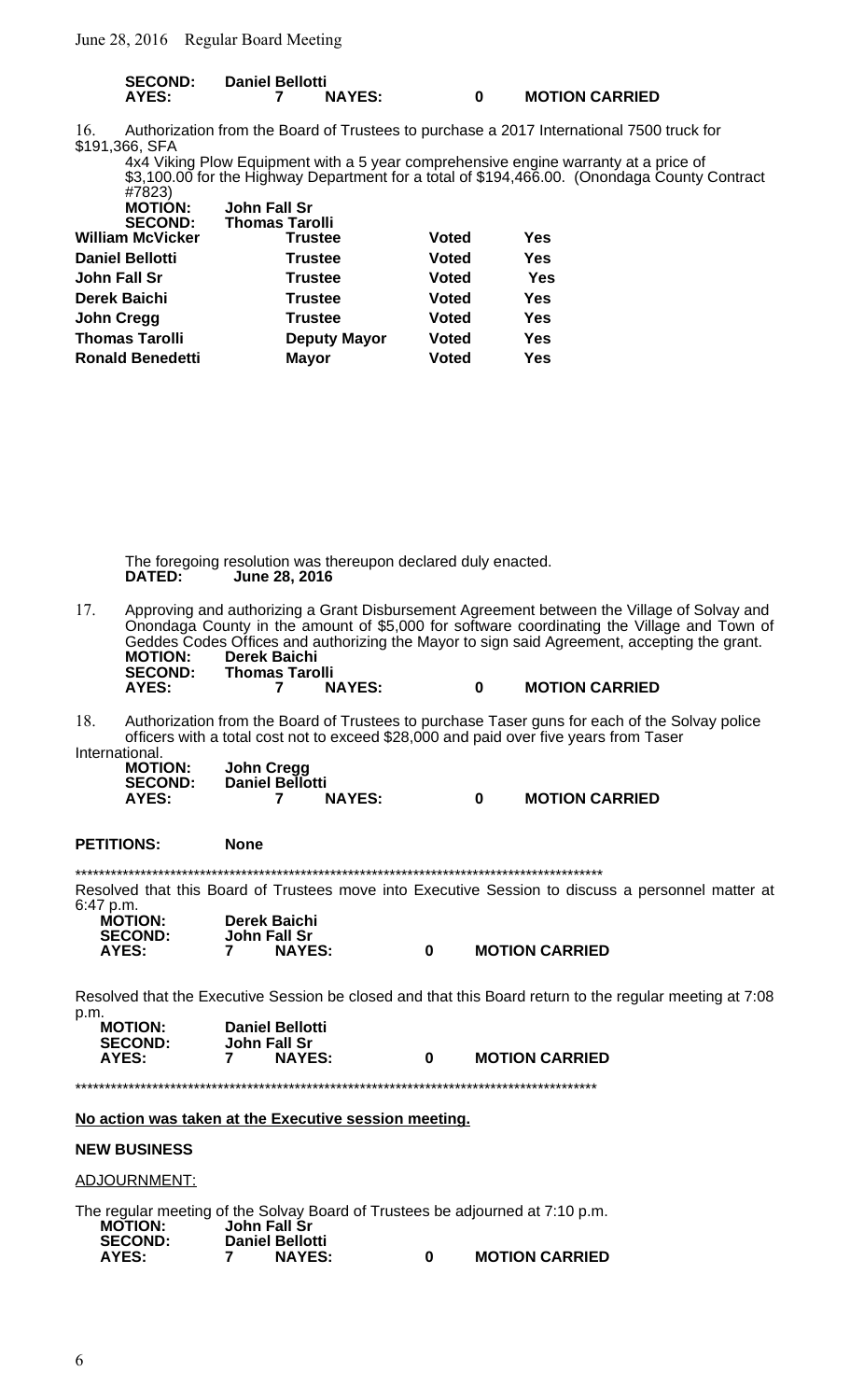**SECOND:** **Daniel Bellotti**
**AYES:** **7** **NAYES:** **0** **MOTION CARRIED**

16. Authorization from the Board of Trustees to purchase a 2017 International 7500 truck for $191,366, SFA
4x4 Viking Plow Equipment with a 5 year comprehensive engine warranty at a price of $3,100.00 for the Highway Department for a total of $194,466.00. (Onondaga County Contract #7823)

**MOTION:** **John Fall Sr**
**SECOND:** **Thomas Tarolli**

| | | | |
|---|---|---|---|
| **William McVicker** | **Trustee** | **Voted** | **Yes** |
| **Daniel Bellotti** | **Trustee** | **Voted** | **Yes** |
| **John Fall Sr** | **Trustee** | **Voted** | **Yes** |
| **Derek Baichi** | **Trustee** | **Voted** | **Yes** |
| **John Cregg** | **Trustee** | **Voted** | **Yes** |
| **Thomas Tarolli** | **Deputy Mayor** | **Voted** | **Yes** |
| **Ronald Benedetti** | **Mayor** | **Voted** | **Yes** |

The foregoing resolution was thereupon declared duly enacted.
**DATED:** **June 28, 2016**

17. Approving and authorizing a Grant Disbursement Agreement between the Village of Solvay and Onondaga County in the amount of $5,000 for software coordinating the Village and Town of Geddes Codes Offices and authorizing the Mayor to sign said Agreement, accepting the grant.
**MOTION:** **Derek Baichi**
**SECOND:** **Thomas Tarolli**
**AYES:** **7** **NAYES:** **0** **MOTION CARRIED**

18. Authorization from the Board of Trustees to purchase Taser guns for each of the Solvay police officers with a total cost not to exceed $28,000 and paid over five years from Taser International.
**MOTION:** **John Cregg**
**SECOND:** **Daniel Bellotti**
**AYES:** **7** **NAYES:** **0** **MOTION CARRIED**

**PETITIONS:** **None**

***************************************************************************************

Resolved that this Board of Trustees move into Executive Session to discuss a personnel matter at 6:47 p.m.
**MOTION:** **Derek Baichi**
**SECOND:** **John Fall Sr**
**AYES:** **7** **NAYES:** **0** **MOTION CARRIED**

Resolved that the Executive Session be closed and that this Board return to the regular meeting at 7:08 p.m.
**MOTION:** **Daniel Bellotti**
**SECOND:** **John Fall Sr**
**AYES:** **7** **NAYES:** **0** **MOTION CARRIED**

***************************************************************************************

**No action was taken at the Executive session meeting.**

**NEW BUSINESS**

ADJOURNMENT:

The regular meeting of the Solvay Board of Trustees be adjourned at 7:10 p.m.
**MOTION:** **John Fall Sr**
**SECOND:** **Daniel Bellotti**
**AYES:** **7** **NAYES:** **0** **MOTION CARRIED**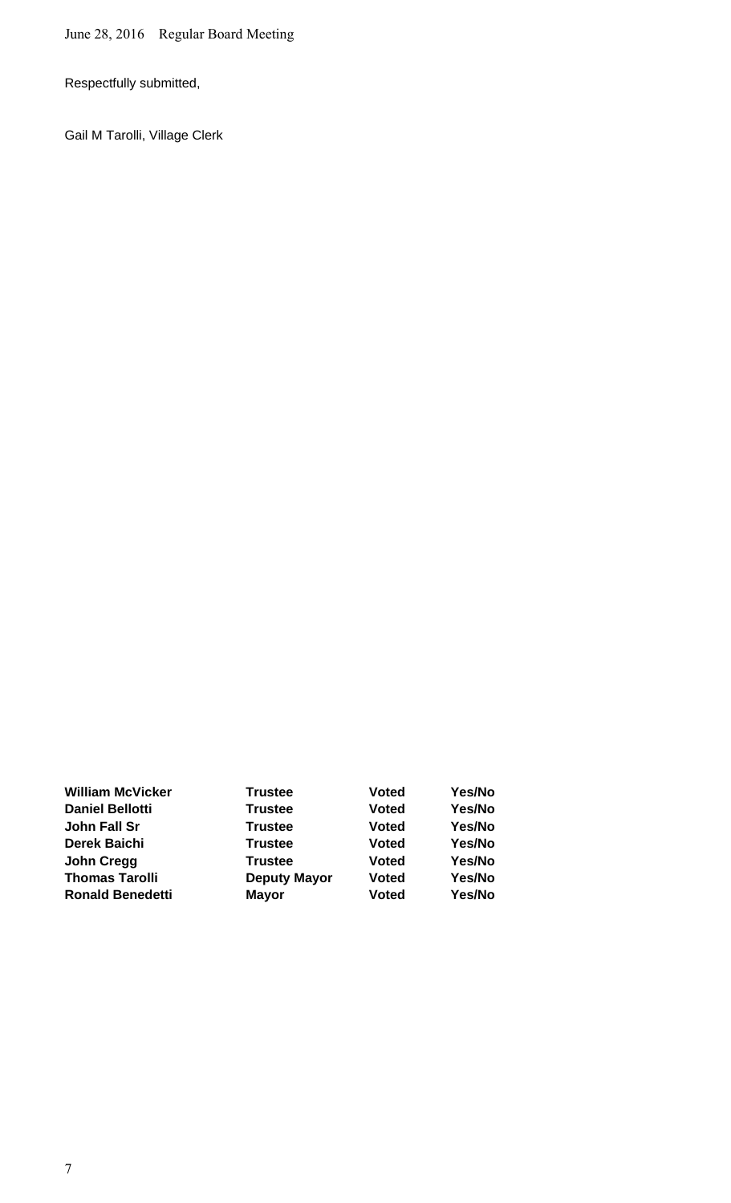Respectfully submitted,

Gail M Tarolli, Village Clerk

| | | | |
|---|---|---|---|
| **William McVicker** | **Trustee** | **Voted** | **Yes/No** |
| **Daniel Bellotti** | **Trustee** | **Voted** | **Yes/No** |
| **John Fall Sr** | **Trustee** | **Voted** | **Yes/No** |
| **Derek Baichi** | **Trustee** | **Voted** | **Yes/No** |
| **John Cregg** | **Trustee** | **Voted** | **Yes/No** |
| **Thomas Tarolli** | **Deputy Mayor** | **Voted** | **Yes/No** |
| **Ronald Benedetti** | **Mayor** | **Voted** | **Yes/No** |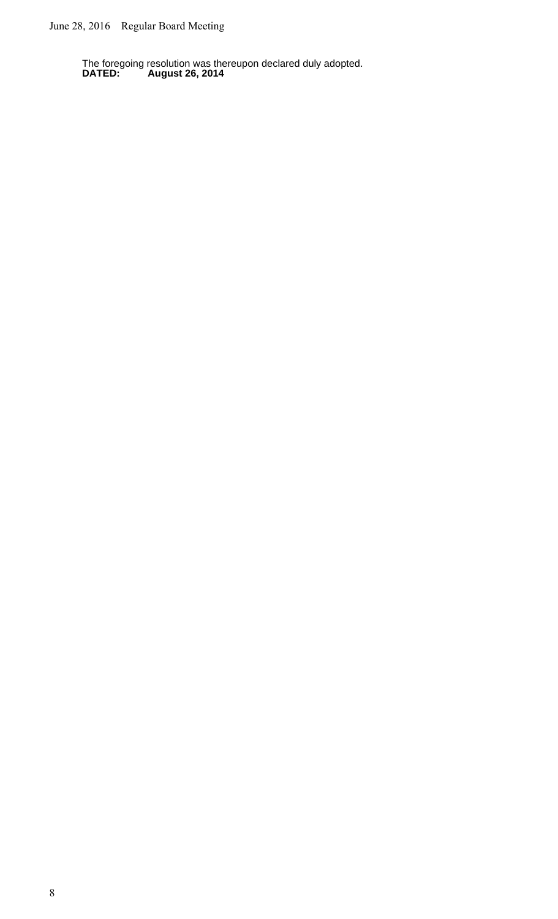The foregoing resolution was thereupon declared duly adopted.

**DATED: August 26, 2014**